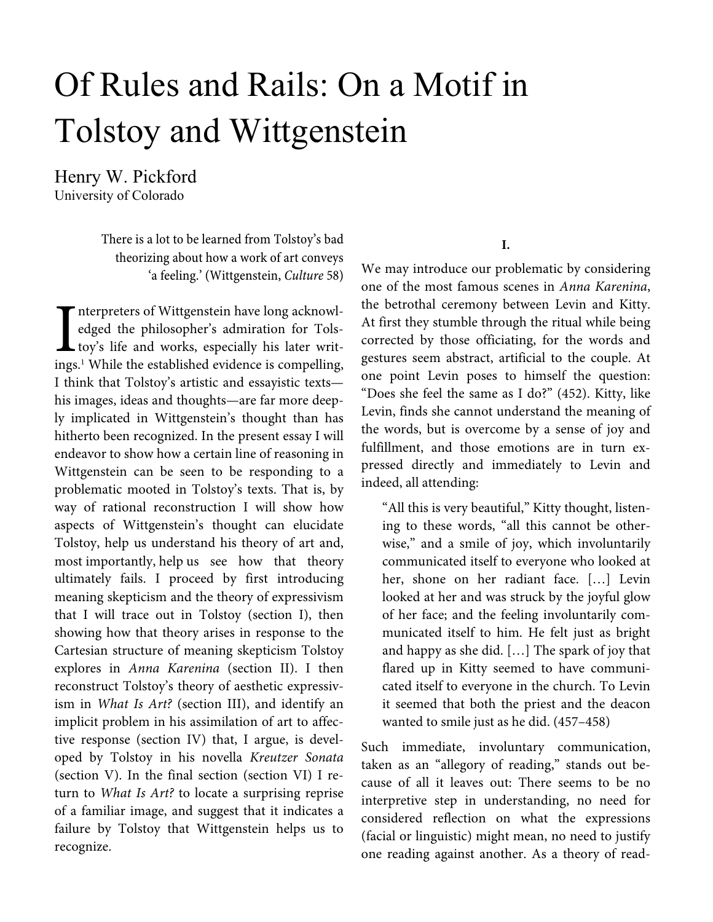# Of Rules and Rails: On a Motif in Tolstoy and Wittgenstein

Henry W. Pickford
University of Colorado

> There is a lot to be learned from Tolstoy's bad theorizing about how a work of art conveys 'a feeling.' (Wittgenstein, *Culture* 58)

Interpreters of Wittgenstein have long acknowledged the philosopher's admiration for Tolstoy's life and works, especially his later writings.[1] While the established evidence is compelling, I think that Tolstoy's artistic and essayistic texts—his images, ideas and thoughts—are far more deeply implicated in Wittgenstein's thought than has hitherto been recognized. In the present essay I will endeavor to show how a certain line of reasoning in Wittgenstein can be seen to be responding to a problematic mooted in Tolstoy's texts. That is, by way of rational reconstruction I will show how aspects of Wittgenstein's thought can elucidate Tolstoy, help us understand his theory of art and, most importantly, help us see how that theory ultimately fails. I proceed by first introducing meaning skepticism and the theory of expressivism that I will trace out in Tolstoy (section I), then showing how that theory arises in response to the Cartesian structure of meaning skepticism Tolstoy explores in *Anna Karenina* (section II). I then reconstruct Tolstoy's theory of aesthetic expressivism in *What Is Art?* (section III), and identify an implicit problem in his assimilation of art to affective response (section IV) that, I argue, is developed by Tolstoy in his novella *Kreutzer Sonata* (section V). In the final section (section VI) I return to *What Is Art?* to locate a surprising reprise of a familiar image, and suggest that it indicates a failure by Tolstoy that Wittgenstein helps us to recognize.

## I.

We may introduce our problematic by considering one of the most famous scenes in *Anna Karenina*, the betrothal ceremony between Levin and Kitty. At first they stumble through the ritual while being corrected by those officiating, for the words and gestures seem abstract, artificial to the couple. At one point Levin poses to himself the question: "Does she feel the same as I do?" (452). Kitty, like Levin, finds she cannot understand the meaning of the words, but is overcome by a sense of joy and fulfillment, and those emotions are in turn expressed directly and immediately to Levin and indeed, all attending:

> "All this is very beautiful," Kitty thought, listening to these words, "all this cannot be otherwise," and a smile of joy, which involuntarily communicated itself to everyone who looked at her, shone on her radiant face. […] Levin looked at her and was struck by the joyful glow of her face; and the feeling involuntarily communicated itself to him. He felt just as bright and happy as she did. […] The spark of joy that flared up in Kitty seemed to have communicated itself to everyone in the church. To Levin it seemed that both the priest and the deacon wanted to smile just as he did. (457–458)

Such immediate, involuntary communication, taken as an "allegory of reading," stands out because of all it leaves out: There seems to be no interpretive step in understanding, no need for considered reflection on what the expressions (facial or linguistic) might mean, no need to justify one reading against another. As a theory of read-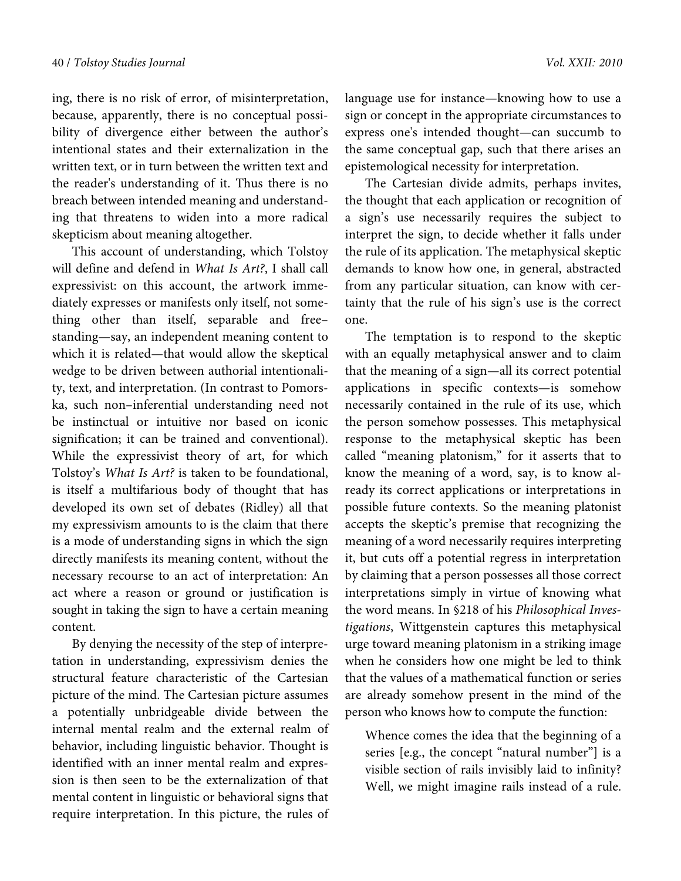ing, there is no risk of error, of misinterpretation, because, apparently, there is no conceptual possibility of divergence either between the author's intentional states and their externalization in the written text, or in turn between the written text and the reader's understanding of it. Thus there is no breach between intended meaning and understanding that threatens to widen into a more radical skepticism about meaning altogether.

This account of understanding, which Tolstoy will define and defend in *What Is Art?*, I shall call expressivist: on this account, the artwork immediately expresses or manifests only itself, not something other than itself, separable and free–standing—say, an independent meaning content to which it is related—that would allow the skeptical wedge to be driven between authorial intentionality, text, and interpretation. (In contrast to Pomorska, such non–inferential understanding need not be instinctual or intuitive nor based on iconic signification; it can be trained and conventional). While the expressivist theory of art, for which Tolstoy's *What Is Art?* is taken to be foundational, is itself a multifarious body of thought that has developed its own set of debates (Ridley) all that my expressivism amounts to is the claim that there is a mode of understanding signs in which the sign directly manifests its meaning content, without the necessary recourse to an act of interpretation: An act where a reason or ground or justification is sought in taking the sign to have a certain meaning content.

By denying the necessity of the step of interpretation in understanding, expressivism denies the structural feature characteristic of the Cartesian picture of the mind. The Cartesian picture assumes a potentially unbridgeable divide between the internal mental realm and the external realm of behavior, including linguistic behavior. Thought is identified with an inner mental realm and expression is then seen to be the externalization of that mental content in linguistic or behavioral signs that require interpretation. In this picture, the rules of language use for instance—knowing how to use a sign or concept in the appropriate circumstances to express one's intended thought—can succumb to the same conceptual gap, such that there arises an epistemological necessity for interpretation.

The Cartesian divide admits, perhaps invites, the thought that each application or recognition of a sign's use necessarily requires the subject to interpret the sign, to decide whether it falls under the rule of its application. The metaphysical skeptic demands to know how one, in general, abstracted from any particular situation, can know with certainty that the rule of his sign's use is the correct one.

The temptation is to respond to the skeptic with an equally metaphysical answer and to claim that the meaning of a sign—all its correct potential applications in specific contexts—is somehow necessarily contained in the rule of its use, which the person somehow possesses. This metaphysical response to the metaphysical skeptic has been called "meaning platonism," for it asserts that to know the meaning of a word, say, is to know already its correct applications or interpretations in possible future contexts. So the meaning platonist accepts the skeptic's premise that recognizing the meaning of a word necessarily requires interpreting it, but cuts off a potential regress in interpretation by claiming that a person possesses all those correct interpretations simply in virtue of knowing what the word means. In §218 of his *Philosophical Investigations*, Wittgenstein captures this metaphysical urge toward meaning platonism in a striking image when he considers how one might be led to think that the values of a mathematical function or series are already somehow present in the mind of the person who knows how to compute the function:

> Whence comes the idea that the beginning of a series [e.g., the concept "natural number"] is a visible section of rails invisibly laid to infinity? Well, we might imagine rails instead of a rule.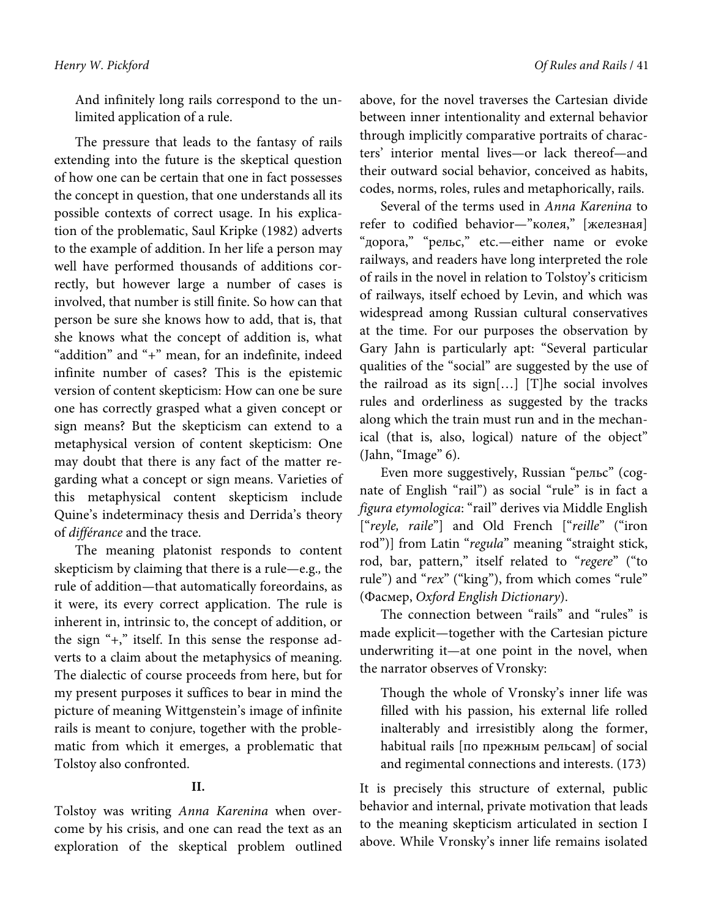> And infinitely long rails correspond to the unlimited application of a rule.

The pressure that leads to the fantasy of rails extending into the future is the skeptical question of how one can be certain that one in fact possesses the concept in question, that one understands all its possible contexts of correct usage. In his explication of the problematic, Saul Kripke (1982) adverts to the example of addition. In her life a person may well have performed thousands of additions correctly, but however large a number of cases is involved, that number is still finite. So how can that person be sure she knows how to add, that is, that she knows what the concept of addition is, what "addition" and "+" mean, for an indefinite, indeed infinite number of cases? This is the epistemic version of content skepticism: How can one be sure one has correctly grasped what a given concept or sign means? But the skepticism can extend to a metaphysical version of content skepticism: One may doubt that there is any fact of the matter regarding what a concept or sign means. Varieties of this metaphysical content skepticism include Quine's indeterminacy thesis and Derrida's theory of *différance* and the trace.

The meaning platonist responds to content skepticism by claiming that there is a rule—e.g., the rule of addition—that automatically foreordains, as it were, its every correct application. The rule is inherent in, intrinsic to, the concept of addition, or the sign "+," itself. In this sense the response adverts to a claim about the metaphysics of meaning. The dialectic of course proceeds from here, but for my present purposes it suffices to bear in mind the picture of meaning Wittgenstein's image of infinite rails is meant to conjure, together with the problematic from which it emerges, a problematic that Tolstoy also confronted.

## II.

Tolstoy was writing *Anna Karenina* when overcome by his crisis, and one can read the text as an exploration of the skeptical problem outlined above, for the novel traverses the Cartesian divide between inner intentionality and external behavior through implicitly comparative portraits of characters' interior mental lives—or lack thereof—and their outward social behavior, conceived as habits, codes, norms, roles, rules and metaphorically, rails.

Several of the terms used in *Anna Karenina* to refer to codified behavior—"колея," [железная] "дорога," "рельс," etc.—either name or evoke railways, and readers have long interpreted the role of rails in the novel in relation to Tolstoy's criticism of railways, itself echoed by Levin, and which was widespread among Russian cultural conservatives at the time. For our purposes the observation by Gary Jahn is particularly apt: "Several particular qualities of the "social" are suggested by the use of the railroad as its sign[…] [T]he social involves rules and orderliness as suggested by the tracks along which the train must run and in the mechanical (that is, also, logical) nature of the object" (Jahn, "Image" 6).

Even more suggestively, Russian "рельс" (cognate of English "rail") as social "rule" is in fact a *figura etymologica*: "rail" derives via Middle English ["*reyle, raile*"] and Old French ["*reille*" ("iron rod")] from Latin "*regula*" meaning "straight stick, rod, bar, pattern," itself related to "*regere*" ("to rule") and "*rex*" ("king"), from which comes "rule" (Фасмер, *Oxford English Dictionary*).

The connection between "rails" and "rules" is made explicit—together with the Cartesian picture underwriting it—at one point in the novel, when the narrator observes of Vronsky:

> Though the whole of Vronsky's inner life was filled with his passion, his external life rolled inalterably and irresistibly along the former, habitual rails [по прежным рельсам] of social and regimental connections and interests. (173)

It is precisely this structure of external, public behavior and internal, private motivation that leads to the meaning skepticism articulated in section I above. While Vronsky's inner life remains isolated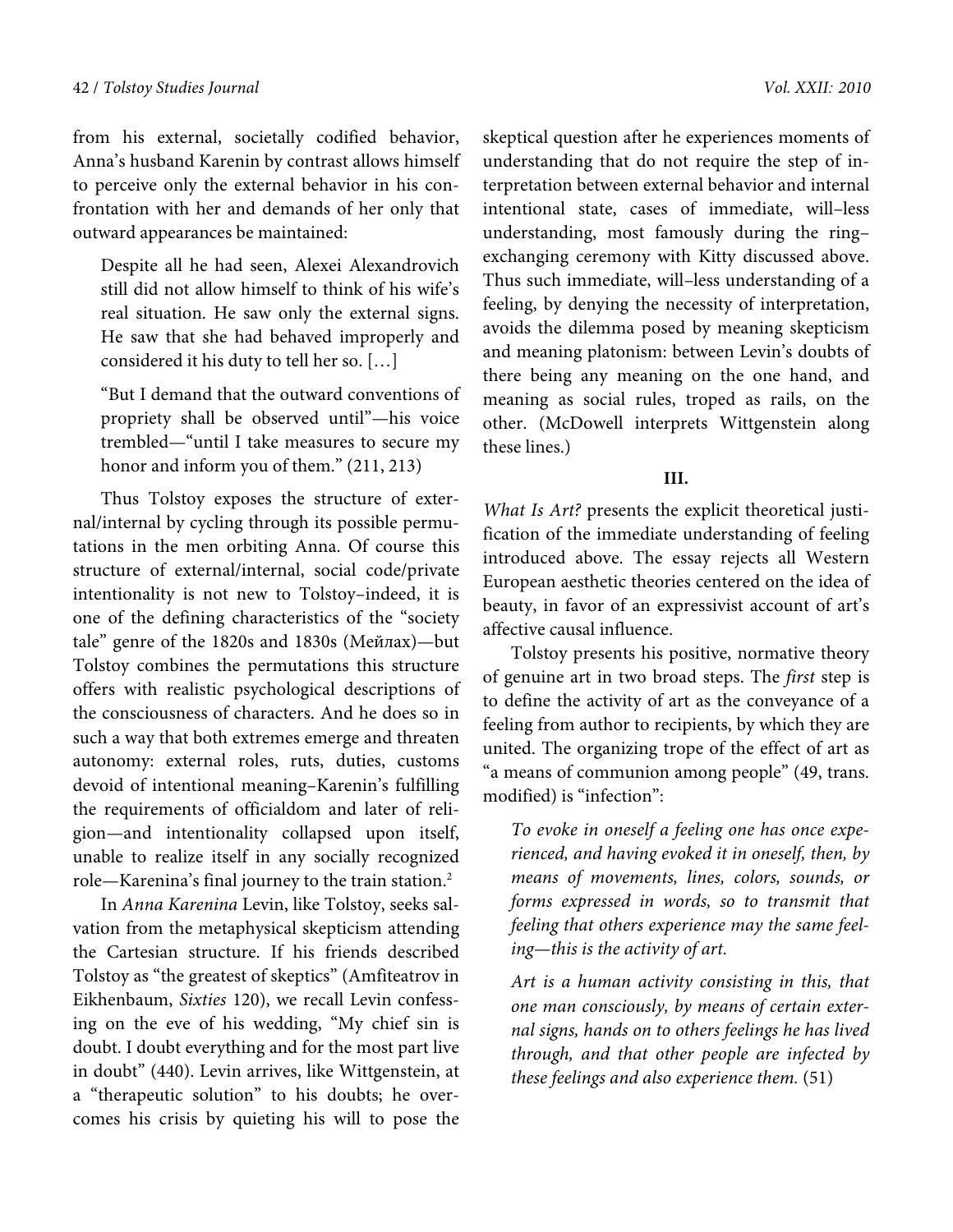from his external, societally codified behavior, Anna's husband Karenin by contrast allows himself to perceive only the external behavior in his confrontation with her and demands of her only that outward appearances be maintained:

> Despite all he had seen, Alexei Alexandrovich still did not allow himself to think of his wife's real situation. He saw only the external signs. He saw that she had behaved improperly and considered it his duty to tell her so. […]
>
> "But I demand that the outward conventions of propriety shall be observed until"—his voice trembled—"until I take measures to secure my honor and inform you of them." (211, 213)

Thus Tolstoy exposes the structure of external/internal by cycling through its possible permutations in the men orbiting Anna. Of course this structure of external/internal, social code/private intentionality is not new to Tolstoy–indeed, it is one of the defining characteristics of the "society tale" genre of the 1820s and 1830s (Мейлах)—but Tolstoy combines the permutations this structure offers with realistic psychological descriptions of the consciousness of characters. And he does so in such a way that both extremes emerge and threaten autonomy: external roles, ruts, duties, customs devoid of intentional meaning–Karenin's fulfilling the requirements of officialdom and later of religion—and intentionality collapsed upon itself, unable to realize itself in any socially recognized role—Karenina's final journey to the train station.[2]

In *Anna Karenina* Levin, like Tolstoy, seeks salvation from the metaphysical skepticism attending the Cartesian structure. If his friends described Tolstoy as "the greatest of skeptics" (Amfiteatrov in Eikhenbaum, *Sixties* 120), we recall Levin confessing on the eve of his wedding, "My chief sin is doubt. I doubt everything and for the most part live in doubt" (440). Levin arrives, like Wittgenstein, at a "therapeutic solution" to his doubts; he overcomes his crisis by quieting his will to pose the skeptical question after he experiences moments of understanding that do not require the step of interpretation between external behavior and internal intentional state, cases of immediate, will–less understanding, most famously during the ring–exchanging ceremony with Kitty discussed above. Thus such immediate, will–less understanding of a feeling, by denying the necessity of interpretation, avoids the dilemma posed by meaning skepticism and meaning platonism: between Levin's doubts of there being any meaning on the one hand, and meaning as social rules, troped as rails, on the other. (McDowell interprets Wittgenstein along these lines.)

## III.

*What Is Art?* presents the explicit theoretical justification of the immediate understanding of feeling introduced above. The essay rejects all Western European aesthetic theories centered on the idea of beauty, in favor of an expressivist account of art's affective causal influence.

Tolstoy presents his positive, normative theory of genuine art in two broad steps. The *first* step is to define the activity of art as the conveyance of a feeling from author to recipients, by which they are united. The organizing trope of the effect of art as "a means of communion among people" (49, trans. modified) is "infection":

> *To evoke in oneself a feeling one has once experienced, and having evoked it in oneself, then, by means of movements, lines, colors, sounds, or forms expressed in words, so to transmit that feeling that others experience may the same feeling—this is the activity of art.*
>
> *Art is a human activity consisting in this, that one man consciously, by means of certain external signs, hands on to others feelings he has lived through, and that other people are infected by these feelings and also experience them.* (51)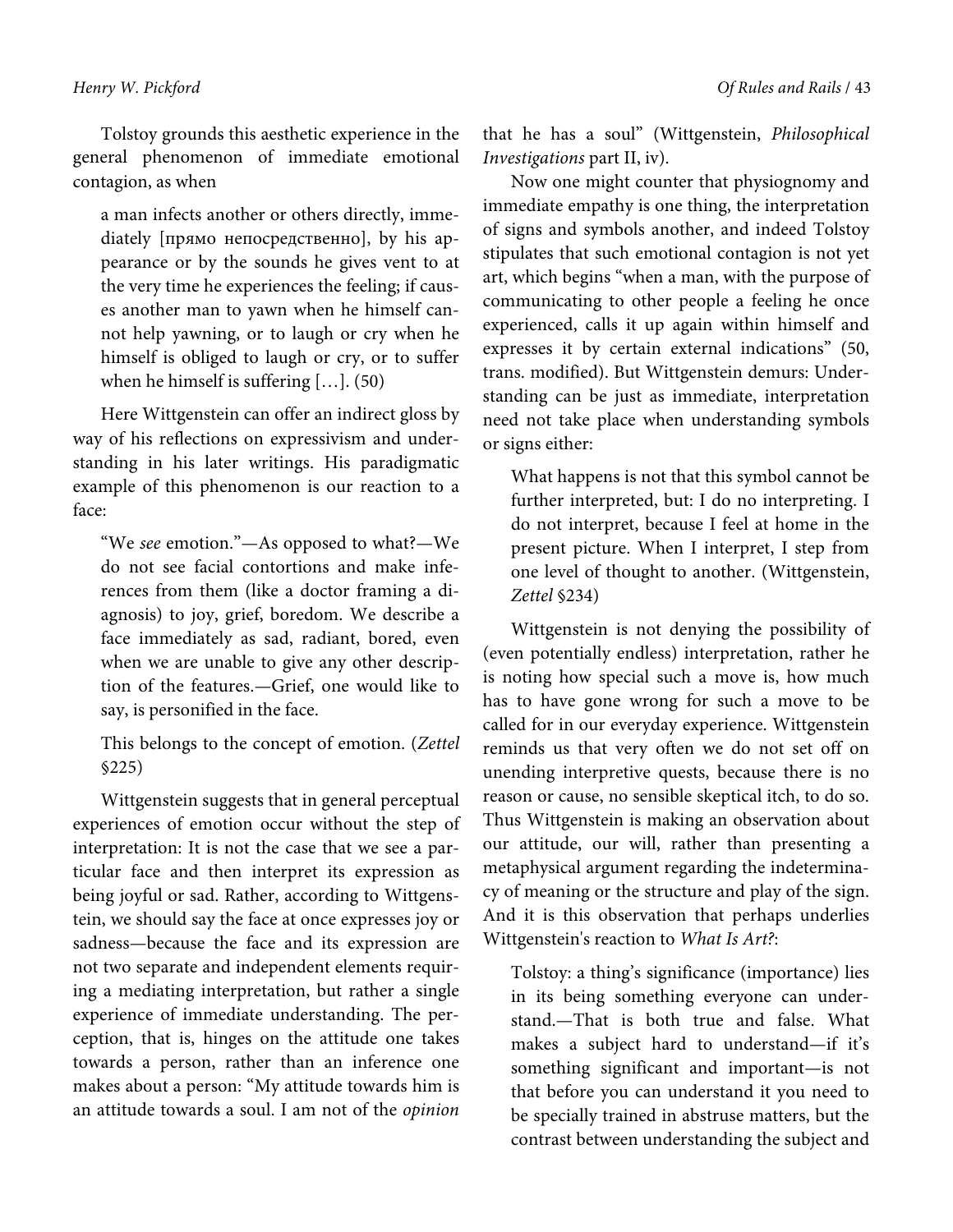Tolstoy grounds this aesthetic experience in the general phenomenon of immediate emotional contagion, as when

> a man infects another or others directly, immediately [прямо непосредственно], by his appearance or by the sounds he gives vent to at the very time he experiences the feeling; if causes another man to yawn when he himself cannot help yawning, or to laugh or cry when he himself is obliged to laugh or cry, or to suffer when he himself is suffering […]. (50)

Here Wittgenstein can offer an indirect gloss by way of his reflections on expressivism and understanding in his later writings. His paradigmatic example of this phenomenon is our reaction to a face:

> "We *see* emotion."—As opposed to what?—We do not see facial contortions and make inferences from them (like a doctor framing a diagnosis) to joy, grief, boredom. We describe a face immediately as sad, radiant, bored, even when we are unable to give any other description of the features.—Grief, one would like to say, is personified in the face.
>
> This belongs to the concept of emotion. (*Zettel* §225)

Wittgenstein suggests that in general perceptual experiences of emotion occur without the step of interpretation: It is not the case that we see a particular face and then interpret its expression as being joyful or sad. Rather, according to Wittgenstein, we should say the face at once expresses joy or sadness—because the face and its expression are not two separate and independent elements requiring a mediating interpretation, but rather a single experience of immediate understanding. The perception, that is, hinges on the attitude one takes towards a person, rather than an inference one makes about a person: "My attitude towards him is an attitude towards a soul. I am not of the *opinion* that he has a soul" (Wittgenstein, *Philosophical Investigations* part II, iv).

Now one might counter that physiognomy and immediate empathy is one thing, the interpretation of signs and symbols another, and indeed Tolstoy stipulates that such emotional contagion is not yet art, which begins "when a man, with the purpose of communicating to other people a feeling he once experienced, calls it up again within himself and expresses it by certain external indications" (50, trans. modified). But Wittgenstein demurs: Understanding can be just as immediate, interpretation need not take place when understanding symbols or signs either:

> What happens is not that this symbol cannot be further interpreted, but: I do no interpreting. I do not interpret, because I feel at home in the present picture. When I interpret, I step from one level of thought to another. (Wittgenstein, *Zettel* §234)

Wittgenstein is not denying the possibility of (even potentially endless) interpretation, rather he is noting how special such a move is, how much has to have gone wrong for such a move to be called for in our everyday experience. Wittgenstein reminds us that very often we do not set off on unending interpretive quests, because there is no reason or cause, no sensible skeptical itch, to do so. Thus Wittgenstein is making an observation about our attitude, our will, rather than presenting a metaphysical argument regarding the indeterminacy of meaning or the structure and play of the sign. And it is this observation that perhaps underlies Wittgenstein's reaction to *What Is Art?*:

> Tolstoy: a thing's significance (importance) lies in its being something everyone can understand.—That is both true and false. What makes a subject hard to understand—if it's something significant and important—is not that before you can understand it you need to be specially trained in abstruse matters, but the contrast between understanding the subject and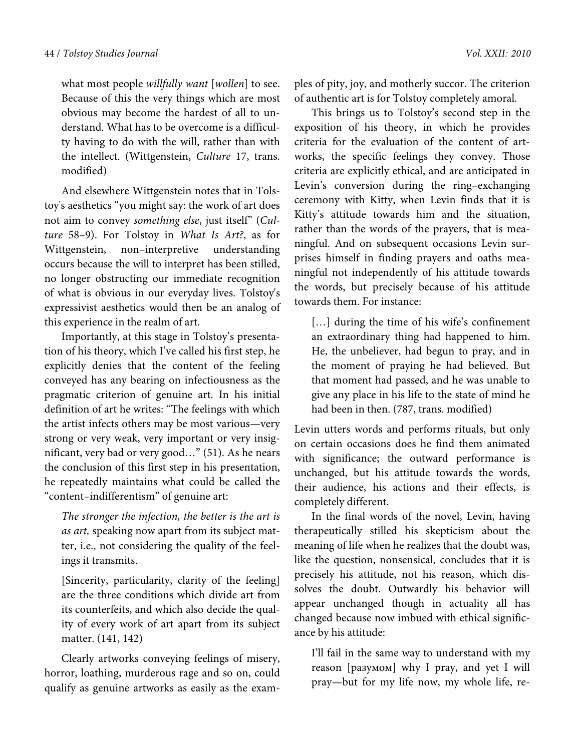> what most people *willfully want* [*wollen*] to see. Because of this the very things which are most obvious may become the hardest of all to understand. What has to be overcome is a difficulty having to do with the will, rather than with the intellect. (Wittgenstein, *Culture* 17, trans. modified)

And elsewhere Wittgenstein notes that in Tolstoy's aesthetics "you might say: the work of art does not aim to convey *something else*, just itself" (*Culture* 58–9). For Tolstoy in *What Is Art?*, as for Wittgenstein, non–interpretive understanding occurs because the will to interpret has been stilled, no longer obstructing our immediate recognition of what is obvious in our everyday lives. Tolstoy's expressivist aesthetics would then be an analog of this experience in the realm of art.

Importantly, at this stage in Tolstoy's presentation of his theory, which I've called his first step, he explicitly denies that the content of the feeling conveyed has any bearing on infectiousness as the pragmatic criterion of genuine art. In his initial definition of art he writes: "The feelings with which the artist infects others may be most various—very strong or very weak, very important or very insignificant, very bad or very good…" (51). As he nears the conclusion of this first step in his presentation, he repeatedly maintains what could be called the "content–indifferentism" of genuine art:

> *The stronger the infection, the better is the art is as art,* speaking now apart from its subject matter, i.e., not considering the quality of the feelings it transmits.
>
> [Sincerity, particularity, clarity of the feeling] are the three conditions which divide art from its counterfeits, and which also decide the quality of every work of art apart from its subject matter. (141, 142)

Clearly artworks conveying feelings of misery, horror, loathing, murderous rage and so on, could qualify as genuine artworks as easily as the examples of pity, joy, and motherly succor. The criterion of authentic art is for Tolstoy completely amoral.

This brings us to Tolstoy's second step in the exposition of his theory, in which he provides criteria for the evaluation of the content of artworks, the specific feelings they convey. Those criteria are explicitly ethical, and are anticipated in Levin's conversion during the ring–exchanging ceremony with Kitty, when Levin finds that it is Kitty's attitude towards him and the situation, rather than the words of the prayers, that is meaningful. And on subsequent occasions Levin surprises himself in finding prayers and oaths meaningful not independently of his attitude towards the words, but precisely because of his attitude towards them. For instance:

> […] during the time of his wife's confinement an extraordinary thing had happened to him. He, the unbeliever, had begun to pray, and in the moment of praying he had believed. But that moment had passed, and he was unable to give any place in his life to the state of mind he had been in then. (787, trans. modified)

Levin utters words and performs rituals, but only on certain occasions does he find them animated with significance; the outward performance is unchanged, but his attitude towards the words, their audience, his actions and their effects, is completely different.

In the final words of the novel, Levin, having therapeutically stilled his skepticism about the meaning of life when he realizes that the doubt was, like the question, nonsensical, concludes that it is precisely his attitude, not his reason, which dissolves the doubt. Outwardly his behavior will appear unchanged though in actuality all has changed because now imbued with ethical significance by his attitude:

> I'll fail in the same way to understand with my reason [разумом] why I pray, and yet I will pray—but for my life now, my whole life, re-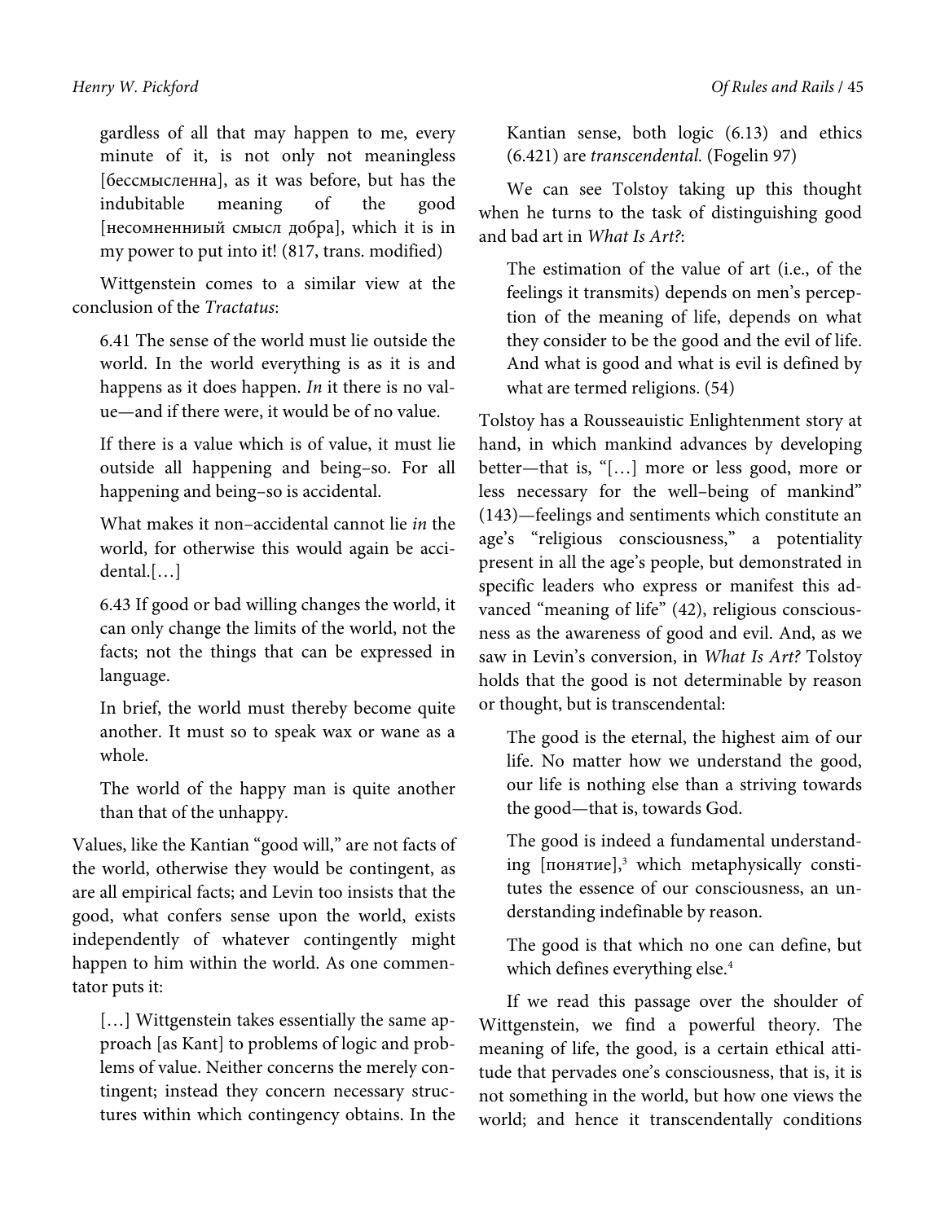gardless of all that may happen to me, every minute of it, is not only not meaningless [бессмысленна], as it was before, but has the indubitable meaning of the good [несомненниый смысл добра], which it is in my power to put into it! (817, trans. modified)

Wittgenstein comes to a similar view at the conclusion of the *Tractatus*:

> 6.41 The sense of the world must lie outside the world. In the world everything is as it is and happens as it does happen. *In* it there is no value—and if there were, it would be of no value.
>
> If there is a value which is of value, it must lie outside all happening and being–so. For all happening and being–so is accidental.
>
> What makes it non–accidental cannot lie *in* the world, for otherwise this would again be accidental.[…]
>
> 6.43 If good or bad willing changes the world, it can only change the limits of the world, not the facts; not the things that can be expressed in language.
>
> In brief, the world must thereby become quite another. It must so to speak wax or wane as a whole.
>
> The world of the happy man is quite another than that of the unhappy.

Values, like the Kantian "good will," are not facts of the world, otherwise they would be contingent, as are all empirical facts; and Levin too insists that the good, what confers sense upon the world, exists independently of whatever contingently might happen to him within the world. As one commentator puts it:

> […] Wittgenstein takes essentially the same approach [as Kant] to problems of logic and problems of value. Neither concerns the merely contingent; instead they concern necessary structures within which contingency obtains. In the Kantian sense, both logic (6.13) and ethics (6.421) are *transcendental*. (Fogelin 97)

We can see Tolstoy taking up this thought when he turns to the task of distinguishing good and bad art in *What Is Art?*:

> The estimation of the value of art (i.e., of the feelings it transmits) depends on men's perception of the meaning of life, depends on what they consider to be the good and the evil of life. And what is good and what is evil is defined by what are termed religions. (54)

Tolstoy has a Rousseauistic Enlightenment story at hand, in which mankind advances by developing better—that is, "[…] more or less good, more or less necessary for the well–being of mankind" (143)—feelings and sentiments which constitute an age's "religious consciousness," a potentiality present in all the age's people, but demonstrated in specific leaders who express or manifest this advanced "meaning of life" (42), religious consciousness as the awareness of good and evil. And, as we saw in Levin's conversion, in *What Is Art?* Tolstoy holds that the good is not determinable by reason or thought, but is transcendental:

> The good is the eternal, the highest aim of our life. No matter how we understand the good, our life is nothing else than a striving towards the good—that is, towards God.
>
> The good is indeed a fundamental understanding [понятие],[3] which metaphysically constitutes the essence of our consciousness, an understanding indefinable by reason.
>
> The good is that which no one can define, but which defines everything else.[4]

If we read this passage over the shoulder of Wittgenstein, we find a powerful theory. The meaning of life, the good, is a certain ethical attitude that pervades one's consciousness, that is, it is not something in the world, but how one views the world; and hence it transcendentally conditions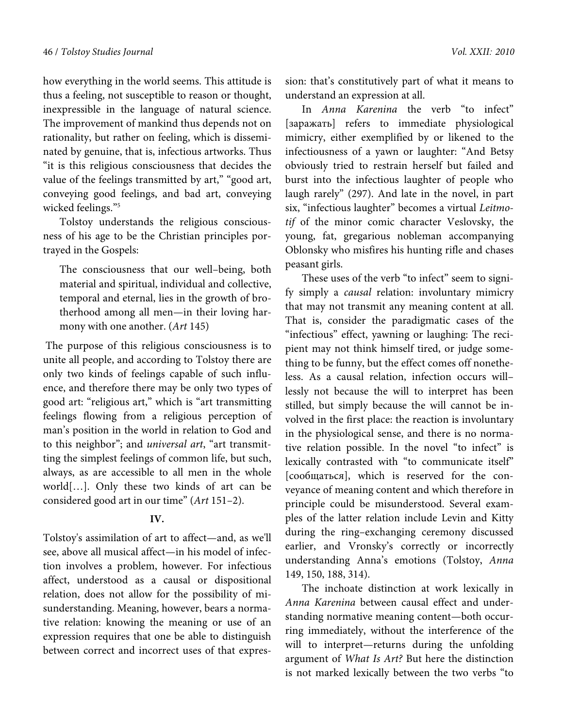how everything in the world seems. This attitude is thus a feeling, not susceptible to reason or thought, inexpressible in the language of natural science. The improvement of mankind thus depends not on rationality, but rather on feeling, which is disseminated by genuine, that is, infectious artworks. Thus "it is this religious consciousness that decides the value of the feelings transmitted by art," "good art, conveying good feelings, and bad art, conveying wicked feelings."[5]

Tolstoy understands the religious consciousness of his age to be the Christian principles portrayed in the Gospels:

> The consciousness that our well–being, both material and spiritual, individual and collective, temporal and eternal, lies in the growth of brotherhood among all men—in their loving harmony with one another. (*Art* 145)

The purpose of this religious consciousness is to unite all people, and according to Tolstoy there are only two kinds of feelings capable of such influence, and therefore there may be only two types of good art: "religious art," which is "art transmitting feelings flowing from a religious perception of man's position in the world in relation to God and to this neighbor"; and *universal art*, "art transmitting the simplest feelings of common life, but such, always, as are accessible to all men in the whole world[…]. Only these two kinds of art can be considered good art in our time" (*Art* 151–2).

## IV.

Tolstoy's assimilation of art to affect—and, as we'll see, above all musical affect—in his model of infection involves a problem, however. For infectious affect, understood as a causal or dispositional relation, does not allow for the possibility of misunderstanding. Meaning, however, bears a normative relation: knowing the meaning or use of an expression requires that one be able to distinguish between correct and incorrect uses of that expression: that's constitutively part of what it means to understand an expression at all.

In *Anna Karenina* the verb "to infect" [заражать] refers to immediate physiological mimicry, either exemplified by or likened to the infectiousness of a yawn or laughter: "And Betsy obviously tried to restrain herself but failed and burst into the infectious laughter of people who laugh rarely" (297). And late in the novel, in part six, "infectious laughter" becomes a virtual *Leitmotif* of the minor comic character Veslovsky, the young, fat, gregarious nobleman accompanying Oblonsky who misfires his hunting rifle and chases peasant girls.

These uses of the verb "to infect" seem to signify simply a *causal* relation: involuntary mimicry that may not transmit any meaning content at all. That is, consider the paradigmatic cases of the "infectious" effect, yawning or laughing: The recipient may not think himself tired, or judge something to be funny, but the effect comes off nonetheless. As a causal relation, infection occurs will–lessly not because the will to interpret has been stilled, but simply because the will cannot be involved in the first place: the reaction is involuntary in the physiological sense, and there is no normative relation possible. In the novel "to infect" is lexically contrasted with "to communicate itself" [сообщаться], which is reserved for the conveyance of meaning content and which therefore in principle could be misunderstood. Several examples of the latter relation include Levin and Kitty during the ring–exchanging ceremony discussed earlier, and Vronsky's correctly or incorrectly understanding Anna's emotions (Tolstoy, *Anna* 149, 150, 188, 314).

The inchoate distinction at work lexically in *Anna Karenina* between causal effect and understanding normative meaning content—both occurring immediately, without the interference of the will to interpret—returns during the unfolding argument of *What Is Art?* But here the distinction is not marked lexically between the two verbs "to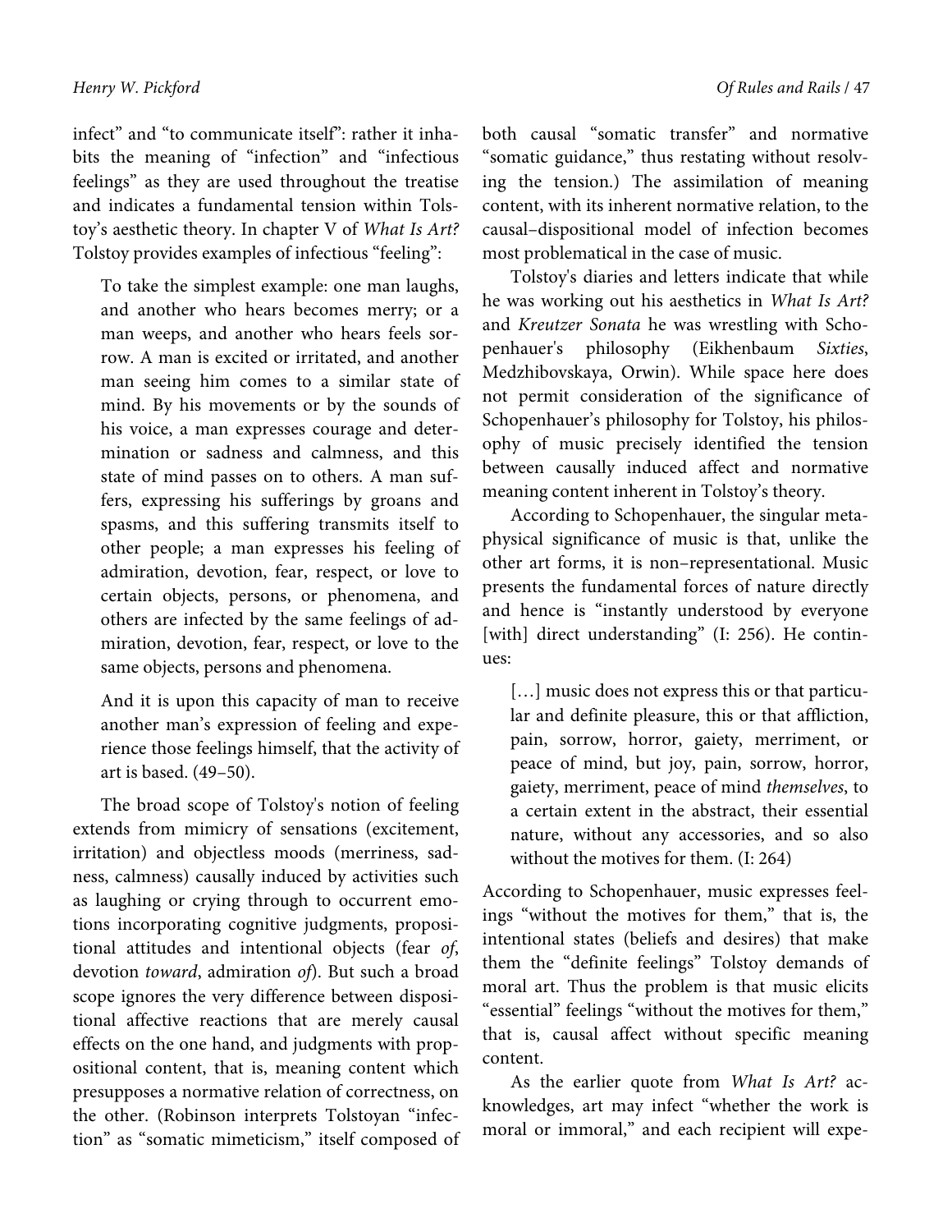infect" and "to communicate itself": rather it inhabits the meaning of "infection" and "infectious feelings" as they are used throughout the treatise and indicates a fundamental tension within Tolstoy's aesthetic theory. In chapter V of *What Is Art?* Tolstoy provides examples of infectious "feeling":

> To take the simplest example: one man laughs, and another who hears becomes merry; or a man weeps, and another who hears feels sorrow. A man is excited or irritated, and another man seeing him comes to a similar state of mind. By his movements or by the sounds of his voice, a man expresses courage and determination or sadness and calmness, and this state of mind passes on to others. A man suffers, expressing his sufferings by groans and spasms, and this suffering transmits itself to other people; a man expresses his feeling of admiration, devotion, fear, respect, or love to certain objects, persons, or phenomena, and others are infected by the same feelings of admiration, devotion, fear, respect, or love to the same objects, persons and phenomena.
>
> And it is upon this capacity of man to receive another man's expression of feeling and experience those feelings himself, that the activity of art is based. (49–50).

The broad scope of Tolstoy's notion of feeling extends from mimicry of sensations (excitement, irritation) and objectless moods (merriness, sadness, calmness) causally induced by activities such as laughing or crying through to occurrent emotions incorporating cognitive judgments, propositional attitudes and intentional objects (fear *of*, devotion *toward*, admiration *of*). But such a broad scope ignores the very difference between dispositional affective reactions that are merely causal effects on the one hand, and judgments with propositional content, that is, meaning content which presupposes a normative relation of correctness, on the other. (Robinson interprets Tolstoyan "infection" as "somatic mimeticism," itself composed of both causal "somatic transfer" and normative "somatic guidance," thus restating without resolving the tension.) The assimilation of meaning content, with its inherent normative relation, to the causal–dispositional model of infection becomes most problematical in the case of music.

Tolstoy's diaries and letters indicate that while he was working out his aesthetics in *What Is Art?* and *Kreutzer Sonata* he was wrestling with Schopenhauer's philosophy (Eikhenbaum *Sixties*, Medzhibovskaya, Orwin). While space here does not permit consideration of the significance of Schopenhauer's philosophy for Tolstoy, his philosophy of music precisely identified the tension between causally induced affect and normative meaning content inherent in Tolstoy's theory.

According to Schopenhauer, the singular metaphysical significance of music is that, unlike the other art forms, it is non–representational. Music presents the fundamental forces of nature directly and hence is "instantly understood by everyone [with] direct understanding" (I: 256). He continues:

> […] music does not express this or that particular and definite pleasure, this or that affliction, pain, sorrow, horror, gaiety, merriment, or peace of mind, but joy, pain, sorrow, horror, gaiety, merriment, peace of mind *themselves*, to a certain extent in the abstract, their essential nature, without any accessories, and so also without the motives for them. (I: 264)

According to Schopenhauer, music expresses feelings "without the motives for them," that is, the intentional states (beliefs and desires) that make them the "definite feelings" Tolstoy demands of moral art. Thus the problem is that music elicits "essential" feelings "without the motives for them," that is, causal affect without specific meaning content.

As the earlier quote from *What Is Art?* acknowledges, art may infect "whether the work is moral or immoral," and each recipient will expe-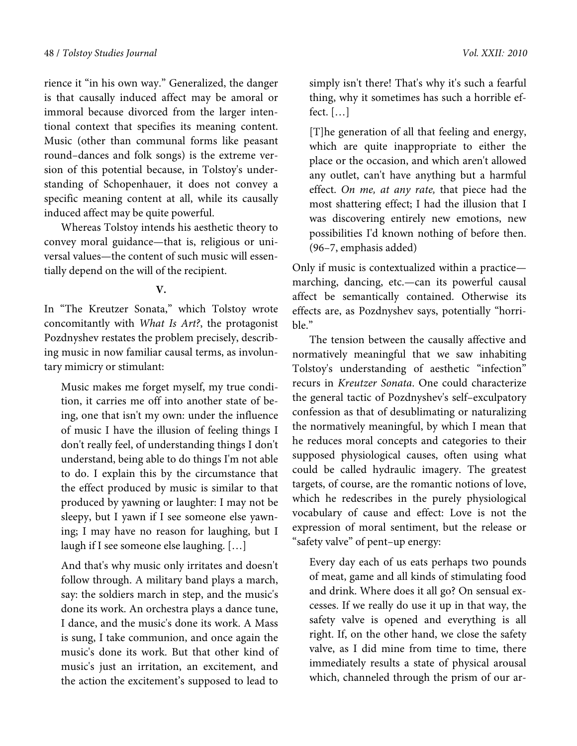rience it "in his own way." Generalized, the danger is that causally induced affect may be amoral or immoral because divorced from the larger intentional context that specifies its meaning content. Music (other than communal forms like peasant round–dances and folk songs) is the extreme version of this potential because, in Tolstoy's understanding of Schopenhauer, it does not convey a specific meaning content at all, while its causally induced affect may be quite powerful.

Whereas Tolstoy intends his aesthetic theory to convey moral guidance—that is, religious or universal values—the content of such music will essentially depend on the will of the recipient.

## V.

In "The Kreutzer Sonata," which Tolstoy wrote concomitantly with *What Is Art?*, the protagonist Pozdnyshev restates the problem precisely, describing music in now familiar causal terms, as involuntary mimicry or stimulant:

> Music makes me forget myself, my true condition, it carries me off into another state of being, one that isn't my own: under the influence of music I have the illusion of feeling things I don't really feel, of understanding things I don't understand, being able to do things I'm not able to do. I explain this by the circumstance that the effect produced by music is similar to that produced by yawning or laughter: I may not be sleepy, but I yawn if I see someone else yawning; I may have no reason for laughing, but I laugh if I see someone else laughing. […]
>
> And that's why music only irritates and doesn't follow through. A military band plays a march, say: the soldiers march in step, and the music's done its work. An orchestra plays a dance tune, I dance, and the music's done its work. A Mass is sung, I take communion, and once again the music's done its work. But that other kind of music's just an irritation, an excitement, and the action the excitement's supposed to lead to simply isn't there! That's why it's such a fearful thing, why it sometimes has such a horrible effect. […]
>
> [T]he generation of all that feeling and energy, which are quite inappropriate to either the place or the occasion, and which aren't allowed any outlet, can't have anything but a harmful effect. *On me, at any rate,* that piece had the most shattering effect; I had the illusion that I was discovering entirely new emotions, new possibilities I'd known nothing of before then. (96–7, emphasis added)

Only if music is contextualized within a practice—marching, dancing, etc.—can its powerful causal affect be semantically contained. Otherwise its effects are, as Pozdnyshev says, potentially "horrible."

The tension between the causally affective and normatively meaningful that we saw inhabiting Tolstoy's understanding of aesthetic "infection" recurs in *Kreutzer Sonata*. One could characterize the general tactic of Pozdnyshev's self–exculpatory confession as that of desublimating or naturalizing the normatively meaningful, by which I mean that he reduces moral concepts and categories to their supposed physiological causes, often using what could be called hydraulic imagery. The greatest targets, of course, are the romantic notions of love, which he redescribes in the purely physiological vocabulary of cause and effect: Love is not the expression of moral sentiment, but the release or "safety valve" of pent–up energy:

> Every day each of us eats perhaps two pounds of meat, game and all kinds of stimulating food and drink. Where does it all go? On sensual excesses. If we really do use it up in that way, the safety valve is opened and everything is all right. If, on the other hand, we close the safety valve, as I did mine from time to time, there immediately results a state of physical arousal which, channeled through the prism of our ar-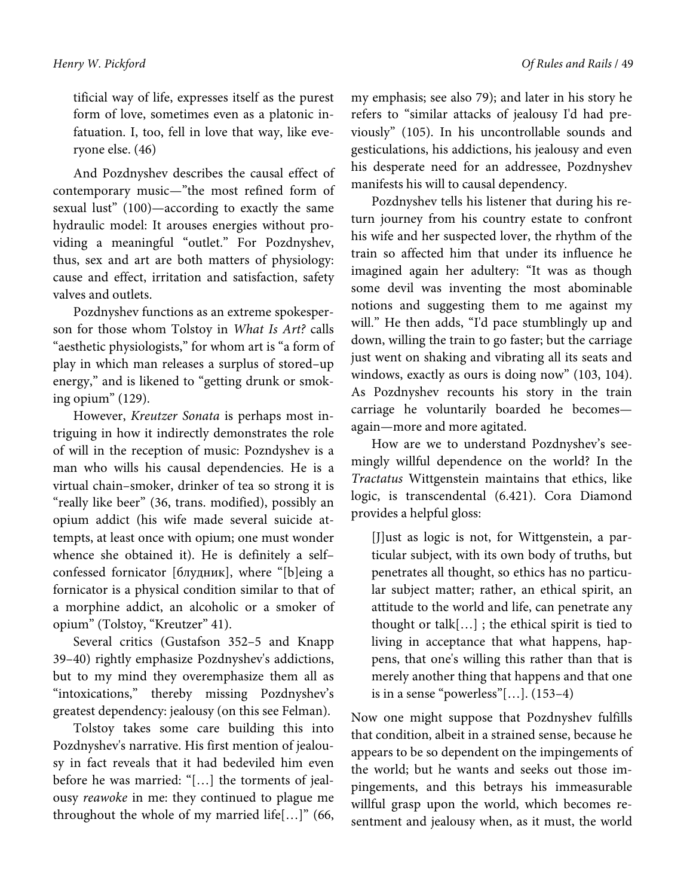tificial way of life, expresses itself as the purest form of love, sometimes even as a platonic infatuation. I, too, fell in love that way, like everyone else. (46)

And Pozdnyshev describes the causal effect of contemporary music—"the most refined form of sexual lust" (100)—according to exactly the same hydraulic model: It arouses energies without providing a meaningful "outlet." For Pozdnyshev, thus, sex and art are both matters of physiology: cause and effect, irritation and satisfaction, safety valves and outlets.

Pozdnyshev functions as an extreme spokesperson for those whom Tolstoy in *What Is Art?* calls "aesthetic physiologists," for whom art is "a form of play in which man releases a surplus of stored–up energy," and is likened to "getting drunk or smoking opium" (129).

However, *Kreutzer Sonata* is perhaps most intriguing in how it indirectly demonstrates the role of will in the reception of music: Pozndyshev is a man who wills his causal dependencies. He is a virtual chain–smoker, drinker of tea so strong it is "really like beer" (36, trans. modified), possibly an opium addict (his wife made several suicide attempts, at least once with opium; one must wonder whence she obtained it). He is definitely a self–confessed fornicator [блудник], where "[b]eing a fornicator is a physical condition similar to that of a morphine addict, an alcoholic or a smoker of opium" (Tolstoy, "Kreutzer" 41).

Several critics (Gustafson 352–5 and Knapp 39–40) rightly emphasize Pozdnyshev's addictions, but to my mind they overemphasize them all as "intoxications," thereby missing Pozdnyshev's greatest dependency: jealousy (on this see Felman).

Tolstoy takes some care building this into Pozdnyshev's narrative. His first mention of jealousy in fact reveals that it had bedeviled him even before he was married: "[…] the torments of jealousy *reawoke* in me: they continued to plague me throughout the whole of my married life[…]" (66, my emphasis; see also 79); and later in his story he refers to "similar attacks of jealousy I'd had previously" (105). In his uncontrollable sounds and gesticulations, his addictions, his jealousy and even his desperate need for an addressee, Pozdnyshev manifests his will to causal dependency.

Pozdnyshev tells his listener that during his return journey from his country estate to confront his wife and her suspected lover, the rhythm of the train so affected him that under its influence he imagined again her adultery: "It was as though some devil was inventing the most abominable notions and suggesting them to me against my will." He then adds, "I'd pace stumblingly up and down, willing the train to go faster; but the carriage just went on shaking and vibrating all its seats and windows, exactly as ours is doing now" (103, 104). As Pozdnyshev recounts his story in the train carriage he voluntarily boarded he becomes—again—more and more agitated.

How are we to understand Pozdnyshev's seemingly willful dependence on the world? In the *Tractatus* Wittgenstein maintains that ethics, like logic, is transcendental (6.421). Cora Diamond provides a helpful gloss:

> [J]ust as logic is not, for Wittgenstein, a particular subject, with its own body of truths, but penetrates all thought, so ethics has no particular subject matter; rather, an ethical spirit, an attitude to the world and life, can penetrate any thought or talk[…] ; the ethical spirit is tied to living in acceptance that what happens, happens, that one's willing this rather than that is merely another thing that happens and that one is in a sense "powerless"[…]. (153–4)

Now one might suppose that Pozdnyshev fulfills that condition, albeit in a strained sense, because he appears to be so dependent on the impingements of the world; but he wants and seeks out those impingements, and this betrays his immeasurable willful grasp upon the world, which becomes resentment and jealousy when, as it must, the world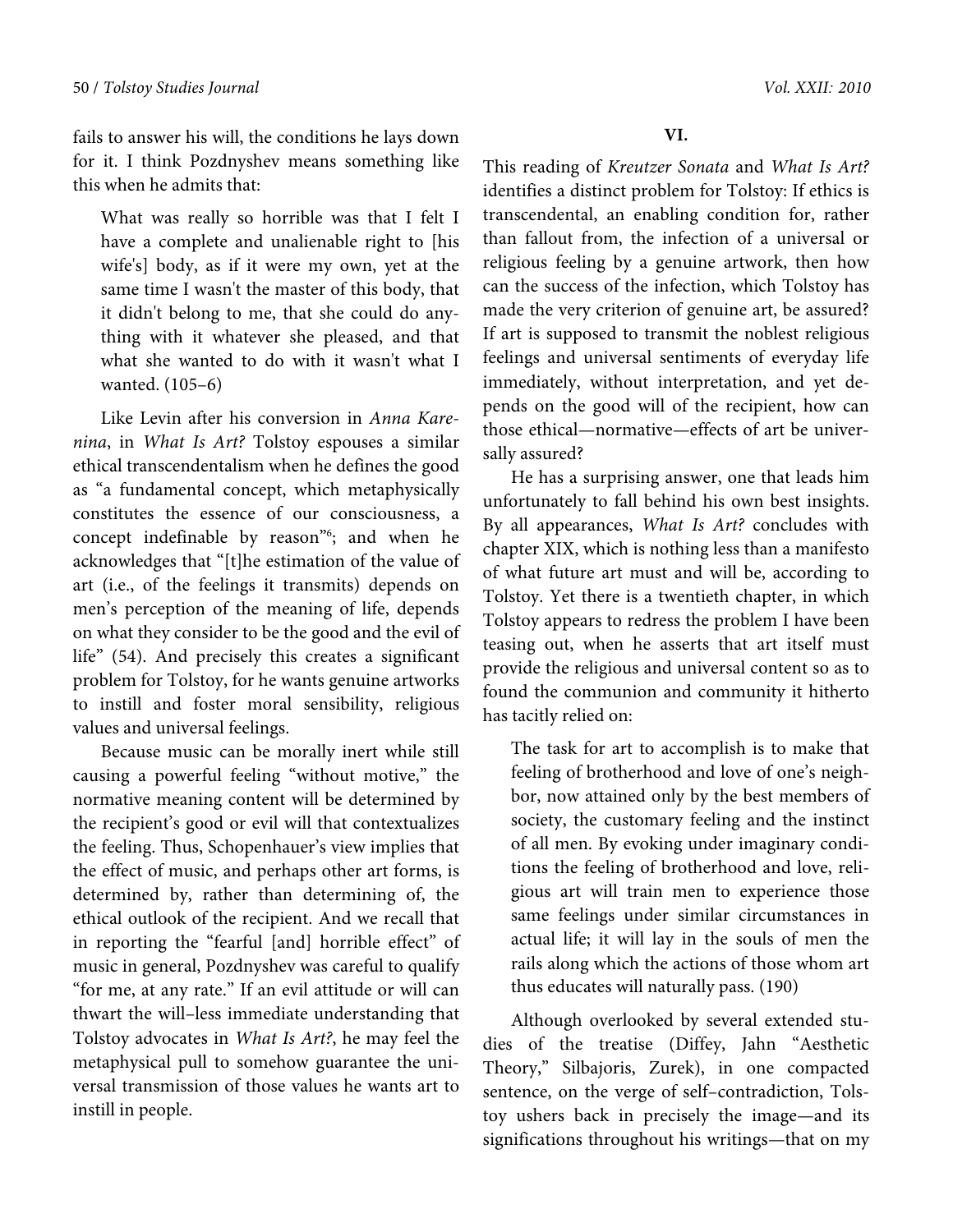fails to answer his will, the conditions he lays down for it. I think Pozdnyshev means something like this when he admits that:

> What was really so horrible was that I felt I have a complete and unalienable right to [his wife's] body, as if it were my own, yet at the same time I wasn't the master of this body, that it didn't belong to me, that she could do anything with it whatever she pleased, and that what she wanted to do with it wasn't what I wanted. (105–6)

Like Levin after his conversion in *Anna Karenina*, in *What Is Art?* Tolstoy espouses a similar ethical transcendentalism when he defines the good as "a fundamental concept, which metaphysically constitutes the essence of our consciousness, a concept indefinable by reason"[6]; and when he acknowledges that "[t]he estimation of the value of art (i.e., of the feelings it transmits) depends on men's perception of the meaning of life, depends on what they consider to be the good and the evil of life" (54). And precisely this creates a significant problem for Tolstoy, for he wants genuine artworks to instill and foster moral sensibility, religious values and universal feelings.

Because music can be morally inert while still causing a powerful feeling "without motive," the normative meaning content will be determined by the recipient's good or evil will that contextualizes the feeling. Thus, Schopenhauer's view implies that the effect of music, and perhaps other art forms, is determined by, rather than determining of, the ethical outlook of the recipient. And we recall that in reporting the "fearful [and] horrible effect" of music in general, Pozdnyshev was careful to qualify "for me, at any rate." If an evil attitude or will can thwart the will–less immediate understanding that Tolstoy advocates in *What Is Art?*, he may feel the metaphysical pull to somehow guarantee the universal transmission of those values he wants art to instill in people.

## VI.

This reading of *Kreutzer Sonata* and *What Is Art?* identifies a distinct problem for Tolstoy: If ethics is transcendental, an enabling condition for, rather than fallout from, the infection of a universal or religious feeling by a genuine artwork, then how can the success of the infection, which Tolstoy has made the very criterion of genuine art, be assured? If art is supposed to transmit the noblest religious feelings and universal sentiments of everyday life immediately, without interpretation, and yet depends on the good will of the recipient, how can those ethical—normative—effects of art be universally assured?

He has a surprising answer, one that leads him unfortunately to fall behind his own best insights. By all appearances, *What Is Art?* concludes with chapter XIX, which is nothing less than a manifesto of what future art must and will be, according to Tolstoy. Yet there is a twentieth chapter, in which Tolstoy appears to redress the problem I have been teasing out, when he asserts that art itself must provide the religious and universal content so as to found the communion and community it hitherto has tacitly relied on:

> The task for art to accomplish is to make that feeling of brotherhood and love of one's neighbor, now attained only by the best members of society, the customary feeling and the instinct of all men. By evoking under imaginary conditions the feeling of brotherhood and love, religious art will train men to experience those same feelings under similar circumstances in actual life; it will lay in the souls of men the rails along which the actions of those whom art thus educates will naturally pass. (190)

Although overlooked by several extended studies of the treatise (Diffey, Jahn "Aesthetic Theory," Silbajoris, Zurek), in one compacted sentence, on the verge of self–contradiction, Tolstoy ushers back in precisely the image—and its significations throughout his writings—that on my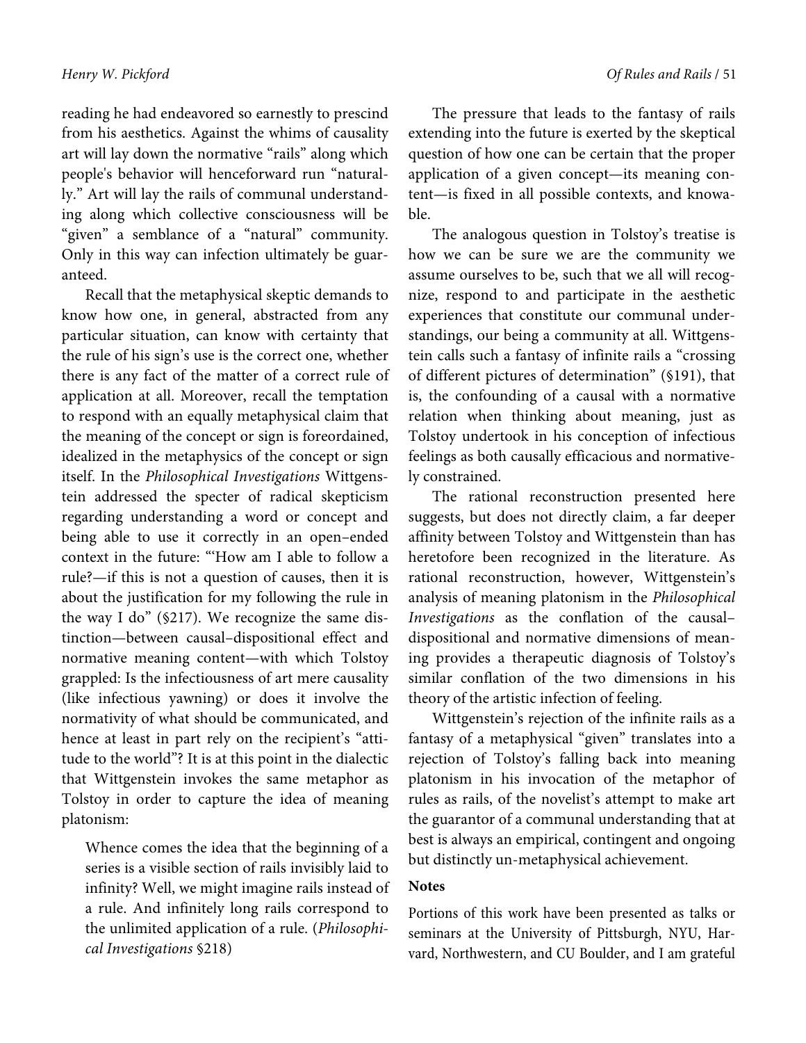reading he had endeavored so earnestly to prescind from his aesthetics. Against the whims of causality art will lay down the normative "rails" along which people's behavior will henceforward run "naturally." Art will lay the rails of communal understanding along which collective consciousness will be "given" a semblance of a "natural" community. Only in this way can infection ultimately be guaranteed.

Recall that the metaphysical skeptic demands to know how one, in general, abstracted from any particular situation, can know with certainty that the rule of his sign's use is the correct one, whether there is any fact of the matter of a correct rule of application at all. Moreover, recall the temptation to respond with an equally metaphysical claim that the meaning of the concept or sign is foreordained, idealized in the metaphysics of the concept or sign itself. In the *Philosophical Investigations* Wittgenstein addressed the specter of radical skepticism regarding understanding a word or concept and being able to use it correctly in an open–ended context in the future: "'How am I able to follow a rule?—if this is not a question of causes, then it is about the justification for my following the rule in the way I do" (§217). We recognize the same distinction—between causal–dispositional effect and normative meaning content—with which Tolstoy grappled: Is the infectiousness of art mere causality (like infectious yawning) or does it involve the normativity of what should be communicated, and hence at least in part rely on the recipient's "attitude to the world"? It is at this point in the dialectic that Wittgenstein invokes the same metaphor as Tolstoy in order to capture the idea of meaning platonism:

> Whence comes the idea that the beginning of a series is a visible section of rails invisibly laid to infinity? Well, we might imagine rails instead of a rule. And infinitely long rails correspond to the unlimited application of a rule. (*Philosophical Investigations* §218)

The pressure that leads to the fantasy of rails extending into the future is exerted by the skeptical question of how one can be certain that the proper application of a given concept—its meaning content—is fixed in all possible contexts, and knowable.

The analogous question in Tolstoy's treatise is how we can be sure we are the community we assume ourselves to be, such that we all will recognize, respond to and participate in the aesthetic experiences that constitute our communal understandings, our being a community at all. Wittgenstein calls such a fantasy of infinite rails a "crossing of different pictures of determination" (§191), that is, the confounding of a causal with a normative relation when thinking about meaning, just as Tolstoy undertook in his conception of infectious feelings as both causally efficacious and normatively constrained.

The rational reconstruction presented here suggests, but does not directly claim, a far deeper affinity between Tolstoy and Wittgenstein than has heretofore been recognized in the literature. As rational reconstruction, however, Wittgenstein's analysis of meaning platonism in the *Philosophical Investigations* as the conflation of the causal–dispositional and normative dimensions of meaning provides a therapeutic diagnosis of Tolstoy's similar conflation of the two dimensions in his theory of the artistic infection of feeling.

Wittgenstein's rejection of the infinite rails as a fantasy of a metaphysical "given" translates into a rejection of Tolstoy's falling back into meaning platonism in his invocation of the metaphor of rules as rails, of the novelist's attempt to make art the guarantor of a communal understanding that at best is always an empirical, contingent and ongoing but distinctly un-metaphysical achievement.

**Notes**

Portions of this work have been presented as talks or seminars at the University of Pittsburgh, NYU, Harvard, Northwestern, and CU Boulder, and I am grateful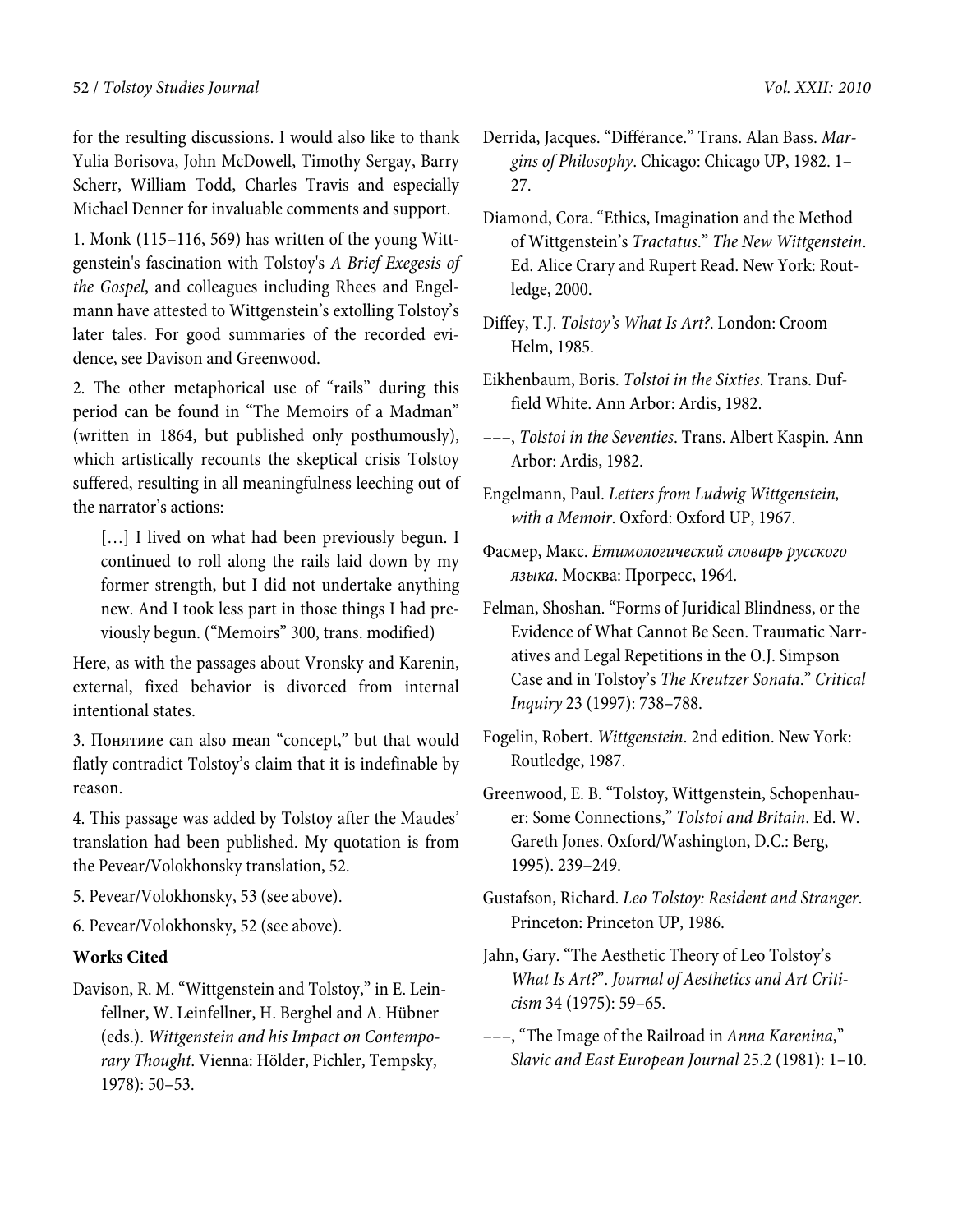for the resulting discussions. I would also like to thank Yulia Borisova, John McDowell, Timothy Sergay, Barry Scherr, William Todd, Charles Travis and especially Michael Denner for invaluable comments and support.

1. Monk (115–116, 569) has written of the young Wittgenstein's fascination with Tolstoy's *A Brief Exegesis of the Gospel*, and colleagues including Rhees and Engelmann have attested to Wittgenstein's extolling Tolstoy's later tales. For good summaries of the recorded evidence, see Davison and Greenwood.

2. The other metaphorical use of "rails" during this period can be found in "The Memoirs of a Madman" (written in 1864, but published only posthumously), which artistically recounts the skeptical crisis Tolstoy suffered, resulting in all meaningfulness leeching out of the narrator's actions:

> […] I lived on what had been previously begun. I continued to roll along the rails laid down by my former strength, but I did not undertake anything new. And I took less part in those things I had previously begun. ("Memoirs" 300, trans. modified)

Here, as with the passages about Vronsky and Karenin, external, fixed behavior is divorced from internal intentional states.

3. Понятиие can also mean "concept," but that would flatly contradict Tolstoy's claim that it is indefinable by reason.

4. This passage was added by Tolstoy after the Maudes' translation had been published. My quotation is from the Pevear/Volokhonsky translation, 52.

5. Pevear/Volokhonsky, 53 (see above).

6. Pevear/Volokhonsky, 52 (see above).

**Works Cited**

Davison, R. M. "Wittgenstein and Tolstoy," in E. Leinfellner, W. Leinfellner, H. Berghel and A. Hübner (eds.). *Wittgenstein and his Impact on Contemporary Thought*. Vienna: Hölder, Pichler, Tempsky, 1978): 50–53.

Derrida, Jacques. "Différance." Trans. Alan Bass. *Margins of Philosophy*. Chicago: Chicago UP, 1982. 1–27.

Diamond, Cora. "Ethics, Imagination and the Method of Wittgenstein's *Tractatus*." *The New Wittgenstein*. Ed. Alice Crary and Rupert Read. New York: Routledge, 2000.

Diffey, T.J. *Tolstoy's What Is Art?*. London: Croom Helm, 1985.

Eikhenbaum, Boris. *Tolstoi in the Sixties*. Trans. Duffield White. Ann Arbor: Ardis, 1982.

–––, *Tolstoi in the Seventies*. Trans. Albert Kaspin. Ann Arbor: Ardis, 1982.

Engelmann, Paul. *Letters from Ludwig Wittgenstein, with a Memoir*. Oxford: Oxford UP, 1967.

Фасмер, Макс. *Етимологический словарь русского языка*. Москва: Прогресс, 1964.

Felman, Shoshan. "Forms of Juridical Blindness, or the Evidence of What Cannot Be Seen. Traumatic Narratives and Legal Repetitions in the O.J. Simpson Case and in Tolstoy's *The Kreutzer Sonata*." *Critical Inquiry* 23 (1997): 738–788.

Fogelin, Robert. *Wittgenstein*. 2nd edition. New York: Routledge, 1987.

Greenwood, E. B. "Tolstoy, Wittgenstein, Schopenhauer: Some Connections," *Tolstoi and Britain*. Ed. W. Gareth Jones. Oxford/Washington, D.C.: Berg, 1995). 239–249.

Gustafson, Richard. *Leo Tolstoy: Resident and Stranger*. Princeton: Princeton UP, 1986.

Jahn, Gary. "The Aesthetic Theory of Leo Tolstoy's *What Is Art?*". *Journal of Aesthetics and Art Criticism* 34 (1975): 59–65.

–––, "The Image of the Railroad in *Anna Karenina*," *Slavic and East European Journal* 25.2 (1981): 1–10.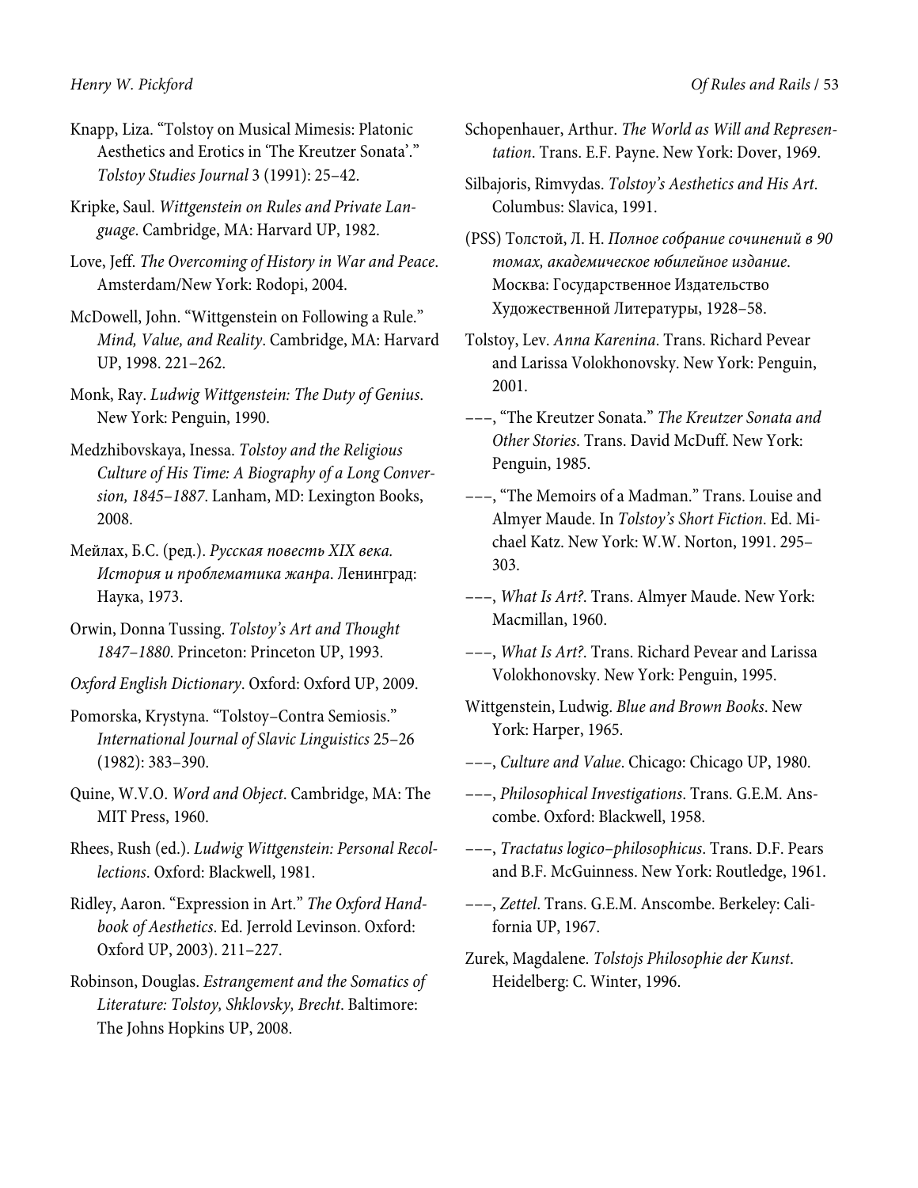Knapp, Liza. "Tolstoy on Musical Mimesis: Platonic Aesthetics and Erotics in 'The Kreutzer Sonata'." *Tolstoy Studies Journal* 3 (1991): 25–42.

Kripke, Saul. *Wittgenstein on Rules and Private Language*. Cambridge, MA: Harvard UP, 1982.

Love, Jeff. *The Overcoming of History in War and Peace*. Amsterdam/New York: Rodopi, 2004.

McDowell, John. "Wittgenstein on Following a Rule." *Mind, Value, and Reality*. Cambridge, MA: Harvard UP, 1998. 221–262.

Monk, Ray. *Ludwig Wittgenstein: The Duty of Genius*. New York: Penguin, 1990.

Medzhibovskaya, Inessa. *Tolstoy and the Religious Culture of His Time: A Biography of a Long Conversion, 1845–1887*. Lanham, MD: Lexington Books, 2008.

Мейлах, Б.С. (ред.). *Русская повесть XIX века. История и проблематика жанра*. Ленинград: Наука, 1973.

Orwin, Donna Tussing. *Tolstoy's Art and Thought 1847–1880*. Princeton: Princeton UP, 1993.

*Oxford English Dictionary*. Oxford: Oxford UP, 2009.

Pomorska, Krystyna. "Tolstoy–Contra Semiosis." *International Journal of Slavic Linguistics* 25–26 (1982): 383–390.

Quine, W.V.O. *Word and Object*. Cambridge, MA: The MIT Press, 1960.

Rhees, Rush (ed.). *Ludwig Wittgenstein: Personal Recollections*. Oxford: Blackwell, 1981.

Ridley, Aaron. "Expression in Art." *The Oxford Handbook of Aesthetics*. Ed. Jerrold Levinson. Oxford: Oxford UP, 2003). 211–227.

Robinson, Douglas. *Estrangement and the Somatics of Literature: Tolstoy, Shklovsky, Brecht*. Baltimore: The Johns Hopkins UP, 2008.

Schopenhauer, Arthur. *The World as Will and Representation*. Trans. E.F. Payne. New York: Dover, 1969.

Silbajoris, Rimvydas. *Tolstoy's Aesthetics and His Art*. Columbus: Slavica, 1991.

(PSS) Толстой, Л. Н. *Полное собрание сочинений в 90 томах, академическое юбилейное издание*. Москва: Государственное Издательство Художественной Литературы, 1928–58.

Tolstoy, Lev. *Anna Karenina*. Trans. Richard Pevear and Larissa Volokhonovsky. New York: Penguin, 2001.

–––, "The Kreutzer Sonata." *The Kreutzer Sonata and Other Stories*. Trans. David McDuff. New York: Penguin, 1985.

–––, "The Memoirs of a Madman." Trans. Louise and Almyer Maude. In *Tolstoy's Short Fiction*. Ed. Michael Katz. New York: W.W. Norton, 1991. 295–303.

–––, *What Is Art?*. Trans. Almyer Maude. New York: Macmillan, 1960.

–––, *What Is Art?*. Trans. Richard Pevear and Larissa Volokhonovsky. New York: Penguin, 1995.

Wittgenstein, Ludwig. *Blue and Brown Books*. New York: Harper, 1965.

–––, *Culture and Value*. Chicago: Chicago UP, 1980.

–––, *Philosophical Investigations*. Trans. G.E.M. Anscombe. Oxford: Blackwell, 1958.

–––, *Tractatus logico–philosophicus*. Trans. D.F. Pears and B.F. McGuinness. New York: Routledge, 1961.

–––, *Zettel*. Trans. G.E.M. Anscombe. Berkeley: California UP, 1967.

Zurek, Magdalene. *Tolstojs Philosophie der Kunst*. Heidelberg: C. Winter, 1996.